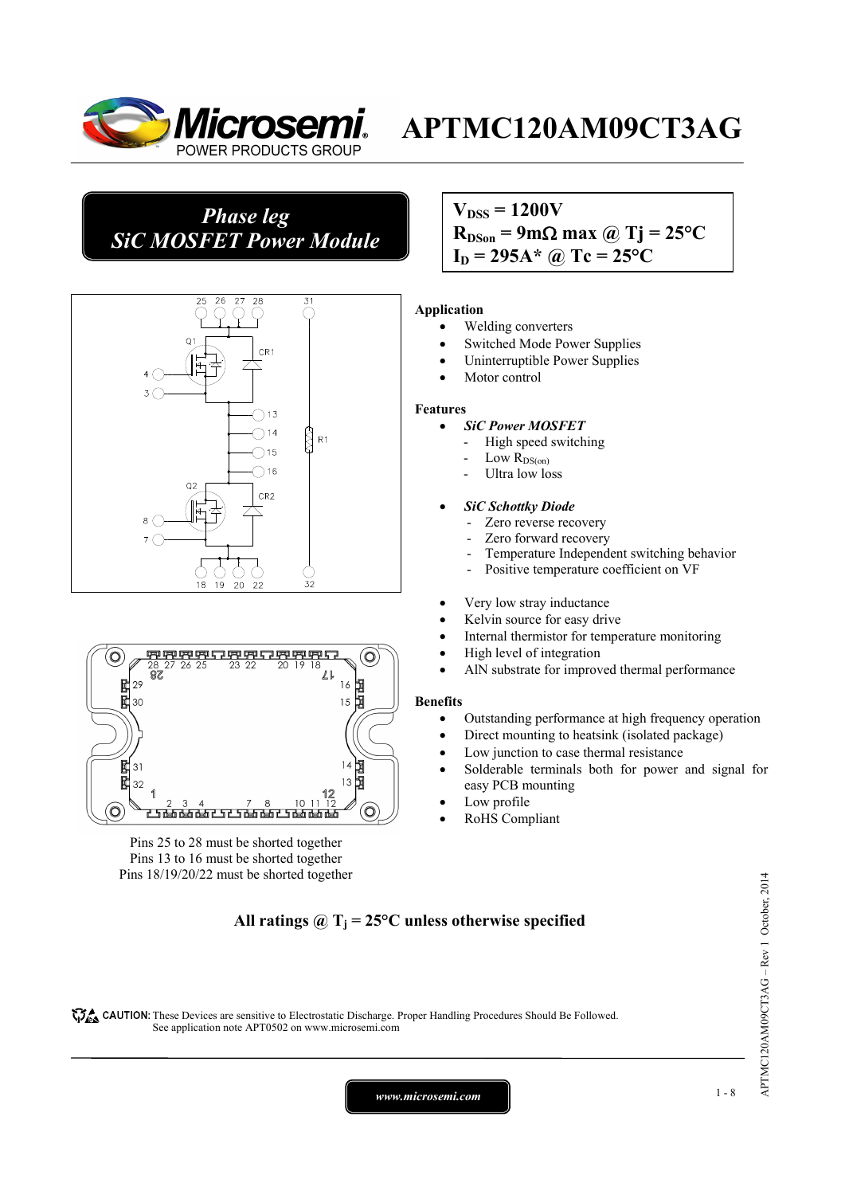# APTMC120AM09CT3AG

## *Phase leg*
## *SiC MOSFET Power Module*

**$V_{DSS}$ = 1200V**
**$R_{DSon}$ = 9mΩ max @ Tj = 25°C**
**$I_D$ = 295A* @ Tc = 25°C**

Pins 25 to 28 must be shorted together
Pins 13 to 16 must be shorted together
Pins 18/19/20/22 must be shorted together

**Application**

- Welding converters
- Switched Mode Power Supplies
- Uninterruptible Power Supplies
- Motor control

**Features**

- ***SiC Power MOSFET***
  - High speed switching
  - Low $R_{DS(on)}$
  - Ultra low loss
- ***SiC Schottky Diode***
  - Zero reverse recovery
  - Zero forward recovery
  - Temperature Independent switching behavior
  - Positive temperature coefficient on VF
- Very low stray inductance
- Kelvin source for easy drive
- Internal thermistor for temperature monitoring
- High level of integration
- AlN substrate for improved thermal performance

**Benefits**

- Outstanding performance at high frequency operation
- Direct mounting to heatsink (isolated package)
- Low junction to case thermal resistance
- Solderable terminals both for power and signal for easy PCB mounting
- Low profile
- RoHS Compliant

**All ratings @ $T_j$ = 25°C unless otherwise specified**

CAUTION: These Devices are sensitive to Electrostatic Discharge. Proper Handling Procedures Should Be Followed. See application note APT0502 on www.microsemi.com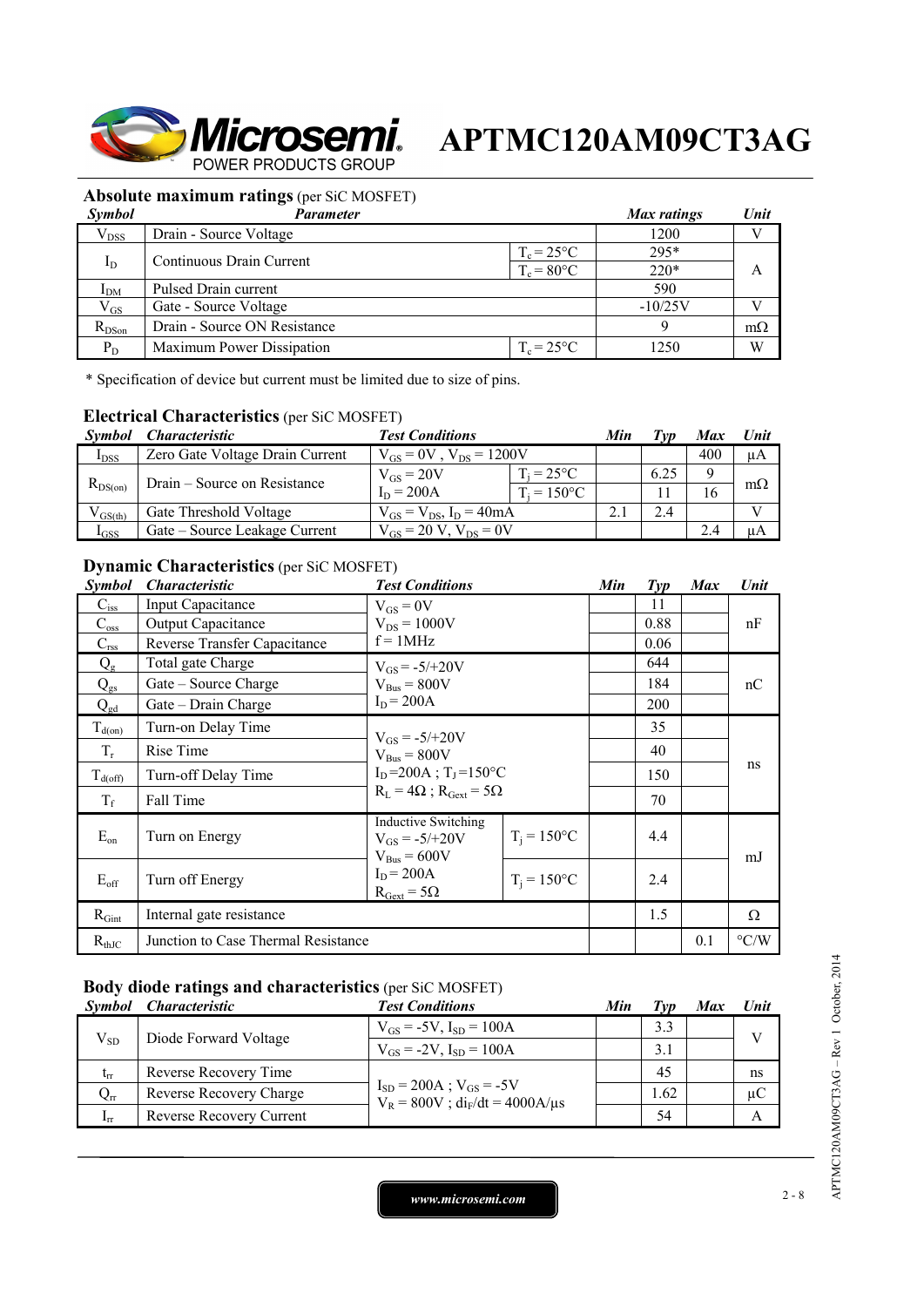## Absolute maximum ratings (per SiC MOSFET)

| *Symbol* | *Parameter* | | *Max ratings* | *Unit* |
|---|---|---|---|---|
| $V_{DSS}$ | Drain - Source Voltage | | 1200 | V |
| $I_D$ | Continuous Drain Current | $T_c = 25°C$ | 295* | A |
| | | $T_c = 80°C$ | 220* | |
| $I_{DM}$ | Pulsed Drain current | | 590 | |
| $V_{GS}$ | Gate - Source Voltage | | -10/25V | V |
| $R_{DSon}$ | Drain - Source ON Resistance | | 9 | mΩ |
| $P_D$ | Maximum Power Dissipation | $T_c = 25°C$ | 1250 | W |

\* Specification of device but current must be limited due to size of pins.

## Electrical Characteristics (per SiC MOSFET)

| *Symbol* | *Characteristic* | *Test Conditions* | | *Min* | *Typ* | *Max* | *Unit* |
|---|---|---|---|---|---|---|---|
| $I_{DSS}$ | Zero Gate Voltage Drain Current | $V_{GS} = 0V$ , $V_{DS} = 1200V$ | | | | 400 | µA |
| $R_{DS(on)}$ | Drain – Source on Resistance | $V_{GS} = 20V$ $I_D = 200A$ | $T_j = 25°C$ | | 6.25 | 9 | mΩ |
| | | | $T_j = 150°C$ | | 11 | 16 | |
| $V_{GS(th)}$ | Gate Threshold Voltage | $V_{GS} = V_{DS}$, $I_D = 40mA$ | | 2.1 | 2.4 | | V |
| $I_{GSS}$ | Gate – Source Leakage Current | $V_{GS} = 20$ V, $V_{DS} = 0V$ | | | | 2.4 | µA |

## Dynamic Characteristics (per SiC MOSFET)

| *Symbol* | *Characteristic* | *Test Conditions* | | *Min* | *Typ* | *Max* | *Unit* |
|---|---|---|---|---|---|---|---|
| $C_{iss}$ | Input Capacitance | $V_{GS} = 0V$ $V_{DS} = 1000V$ f = 1MHz | | | 11 | | nF |
| $C_{oss}$ | Output Capacitance | | | | 0.88 | | |
| $C_{rss}$ | Reverse Transfer Capacitance | | | | 0.06 | | |
| $Q_g$ | Total gate Charge | $V_{GS} = -5/+20V$ $V_{Bus} = 800V$ $I_D = 200A$ | | | 644 | | nC |
| $Q_{gs}$ | Gate – Source Charge | | | | 184 | | |
| $Q_{gd}$ | Gate – Drain Charge | | | | 200 | | |
| $T_{d(on)}$ | Turn-on Delay Time | $V_{GS} = -5/+20V$ $V_{Bus} = 800V$ $I_D = 200A$ ; $T_J = 150°C$ $R_L = 4Ω$ ; $R_{Gext} = 5Ω$ | | | 35 | | ns |
| $T_r$ | Rise Time | | | | 40 | | |
| $T_{d(off)}$ | Turn-off Delay Time | | | | 150 | | |
| $T_f$ | Fall Time | | | | 70 | | |
| $E_{on}$ | Turn on Energy | Inductive Switching $V_{GS} = -5/+20V$ $V_{Bus} = 600V$ $I_D = 200A$ $R_{Gext} = 5Ω$ | $T_j = 150°C$ | | 4.4 | | mJ |
| $E_{off}$ | Turn off Energy | | $T_j = 150°C$ | | 2.4 | | |
| $R_{Gint}$ | Internal gate resistance | | | | 1.5 | | Ω |
| $R_{thJC}$ | Junction to Case Thermal Resistance | | | | | 0.1 | °C/W |

## Body diode ratings and characteristics (per SiC MOSFET)

| *Symbol* | *Characteristic* | *Test Conditions* | *Min* | *Typ* | *Max* | *Unit* |
|---|---|---|---|---|---|---|
| $V_{SD}$ | Diode Forward Voltage | $V_{GS} = -5V$, $I_{SD} = 100A$ | | 3.3 | | V |
| | | $V_{GS} = -2V$, $I_{SD} = 100A$ | | 3.1 | | |
| $t_{rr}$ | Reverse Recovery Time | $I_{SD} = 200A$ ; $V_{GS} = -5V$ $V_R = 800V$ ; $di_F/dt = 4000A/µs$ | | 45 | | ns |
| $Q_{rr}$ | Reverse Recovery Charge | | | 1.62 | | µC |
| $I_{rr}$ | Reverse Recovery Current | | | 54 | | A |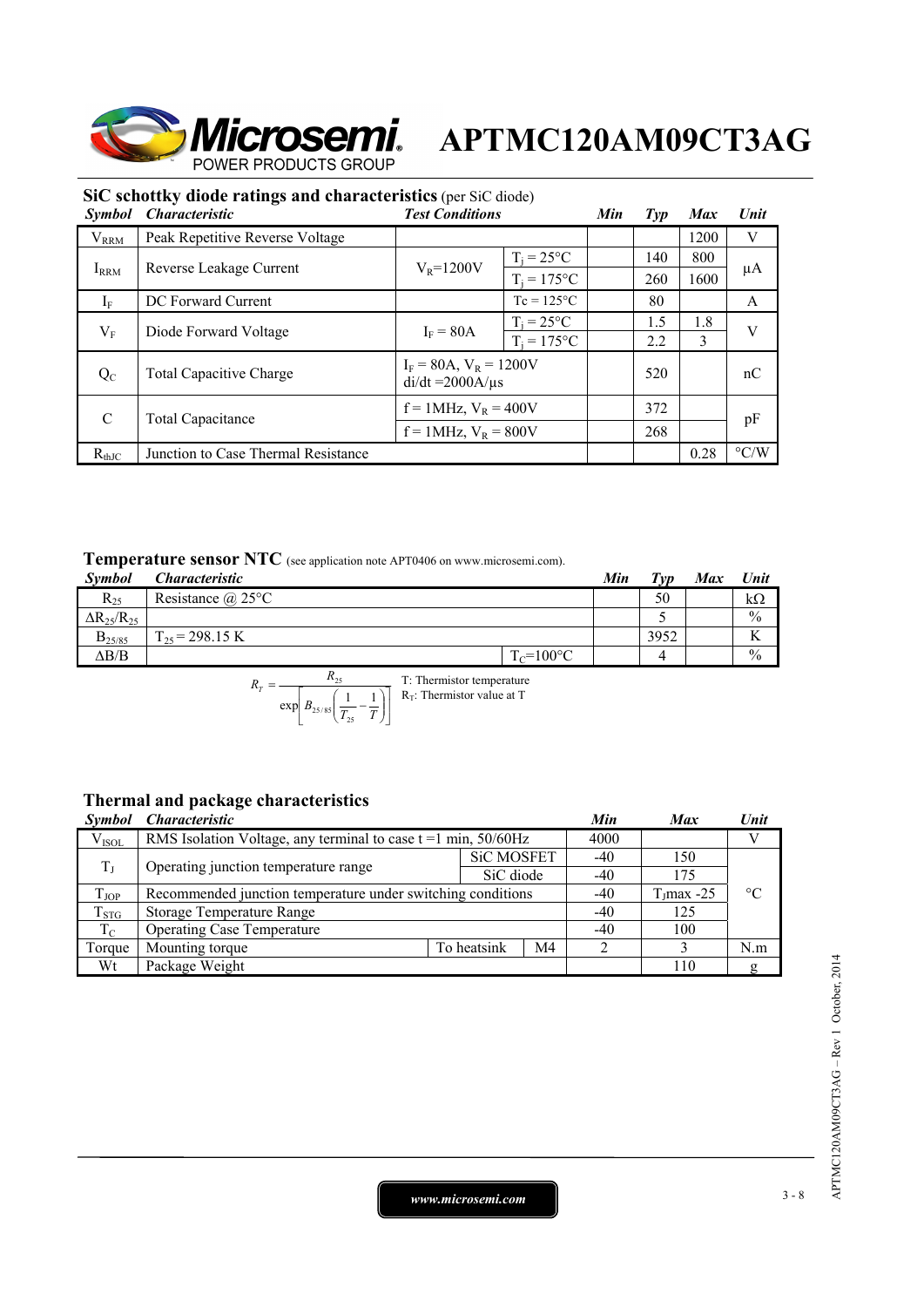## SiC schottky diode ratings and characteristics (per SiC diode)

| Symbol | Characteristic | Test Conditions | | Min | Typ | Max | Unit |
|---|---|---|---|---|---|---|---|
| $V_{RRM}$ | Peak Repetitive Reverse Voltage | | | | | 1200 | V |
| $I_{RRM}$ | Reverse Leakage Current | $V_R$=1200V | $T_j$ = 25°C | | 140 | 800 | µA |
| | | | $T_j$ = 175°C | | 260 | 1600 | |
| $I_F$ | DC Forward Current | | Tc = 125°C | | 80 | | A |
| $V_F$ | Diode Forward Voltage | $I_F$ = 80A | $T_j$ = 25°C | | 1.5 | 1.8 | V |
| | | | $T_j$ = 175°C | | 2.2 | 3 | |
| $Q_C$ | Total Capacitive Charge | $I_F$ = 80A, $V_R$ = 1200V di/dt =2000A/µs | | | 520 | | nC |
| C | Total Capacitance | f = 1MHz, $V_R$ = 400V | | | 372 | | pF |
| | | f = 1MHz, $V_R$ = 800V | | | 268 | | |
| $R_{thJC}$ | Junction to Case Thermal Resistance | | | | | 0.28 | °C/W |

## Temperature sensor NTC (see application note APT0406 on www.microsemi.com).

| Symbol | Characteristic | | Min | Typ | Max | Unit |
|---|---|---|---|---|---|---|
| $R_{25}$ | Resistance @ 25°C | | | 50 | | kΩ |
| $\Delta R_{25}/R_{25}$ | | | | 5 | | % |
| $B_{25/85}$ | $T_{25}$ = 298.15 K | | | 3952 | | K |
| $\Delta B/B$ | | $T_C$=100°C | | 4 | | % |

$$R_T = \frac{R_{25}}{\exp\left[B_{25/85}\left(\frac{1}{T_{25}} - \frac{1}{T}\right)\right]}$$

T: Thermistor temperature
$R_T$: Thermistor value at T

## Thermal and package characteristics

| Symbol | Characteristic | | | Min | Max | Unit |
|---|---|---|---|---|---|---|
| $V_{ISOL}$ | RMS Isolation Voltage, any terminal to case t =1 min, 50/60Hz | | | 4000 | | V |
| $T_J$ | Operating junction temperature range | SiC MOSFET | | -40 | 150 | °C |
| | | SiC diode | | -40 | 175 | |
| $T_{JOP}$ | Recommended junction temperature under switching conditions | | | -40 | $T_J$max -25 | |
| $T_{STG}$ | Storage Temperature Range | | | -40 | 125 | |
| $T_C$ | Operating Case Temperature | | | -40 | 100 | |
| Torque | Mounting torque | To heatsink | M4 | 2 | 3 | N.m |
| Wt | Package Weight | | | | 110 | g |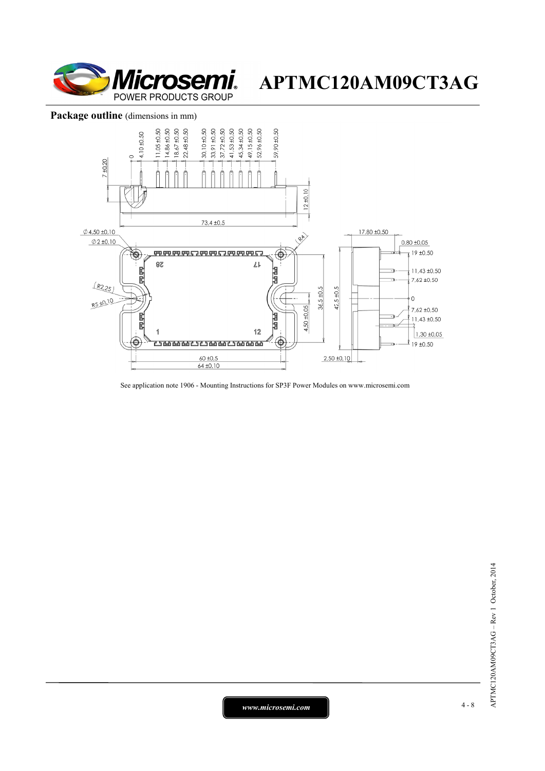## **Package outline** (dimensions in mm)

See application note 1906 - Mounting Instructions for SP3F Power Modules on www.microsemi.com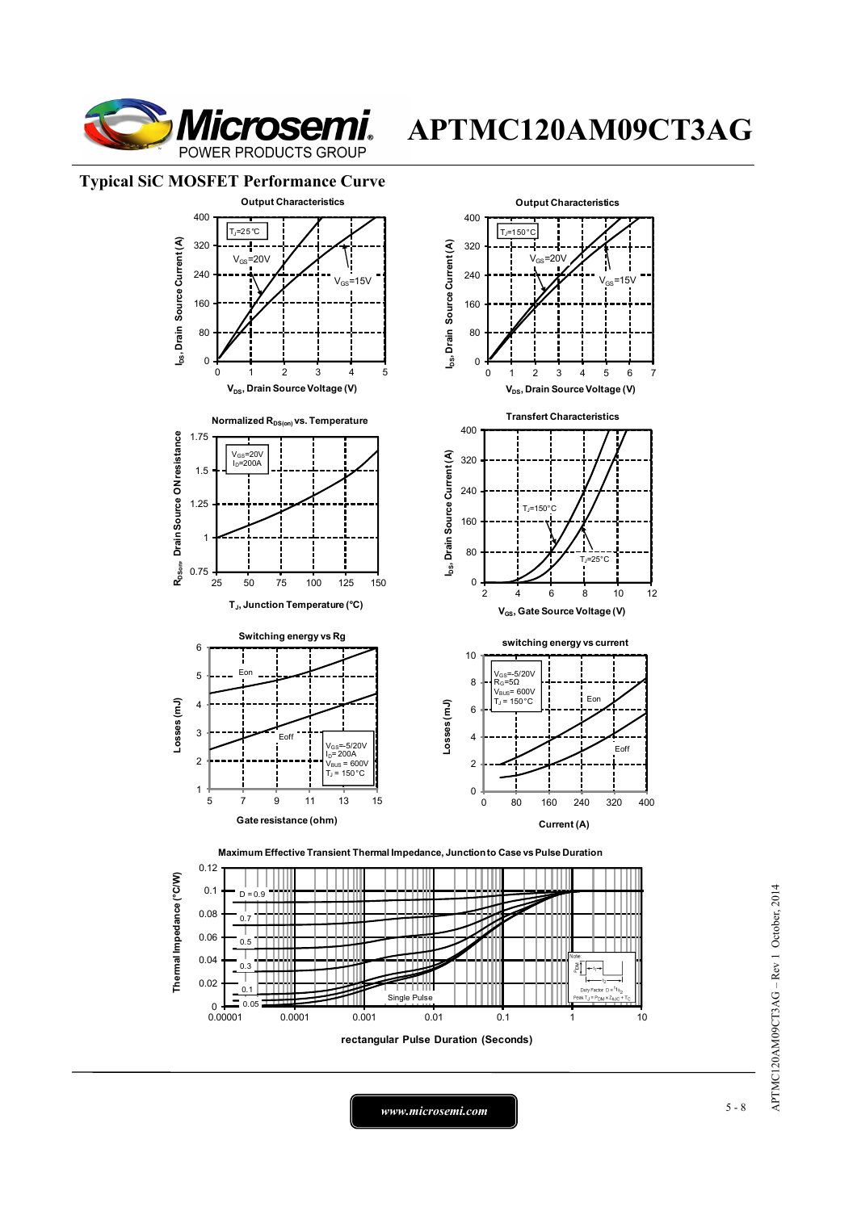## Typical SiC MOSFET Performance Curve

**Output Characteristics**

$T_J$=25°C

$V_{GS}$=20V

$V_{GS}$=15V

$I_{DS}$, Drain Source Current (A)

$V_{DS}$, Drain Source Voltage (V)

**Output Characteristics**

$T_J$=150°C

$V_{GS}$=20V

$V_{GS}$=15V

$I_{DS}$, Drain Source Current (A)

$V_{DS}$, Drain Source Voltage (V)

**Normalized $R_{DS(on)}$ vs. Temperature**

$V_{GS}$=20V
$I_D$=200A

$R_{DSon}$, Drain Source ON resistance

$T_J$, Junction Temperature (°C)

**Transfert Characteristics**

$T_J$=150°C

$T_J$=25°C

$I_{DS}$, Drain Source Current (A)

$V_{GS}$, Gate Source Voltage (V)

**Switching energy vs Rg**

Eon

Eoff

$V_{GS}$=-5/20V
$I_D$= 200A
$V_{BUS}$ = 600V
$T_J$ = 150°C

Losses (mJ)

Gate resistance (ohm)

**switching energy vs current**

$V_{GS}$=-5/20V
$R_G$=5Ω
$V_{BUS}$= 600V
$T_J$ = 150°C

Eon

Eoff

Losses (mJ)

Current (A)

**Maximum Effective Transient Thermal Impedance, Junction to Case vs Pulse Duration**

D = 0.9, 0.7, 0.5, 0.3, 0.1, 0.05, Single Pulse

Note: Duty Factor $D = t_1/t_2$; Peak $T_J = P_{DM} \times Z_{\theta JC} + T_C$

Thermal Impedance (°C/W)

rectangular Pulse Duration (Seconds)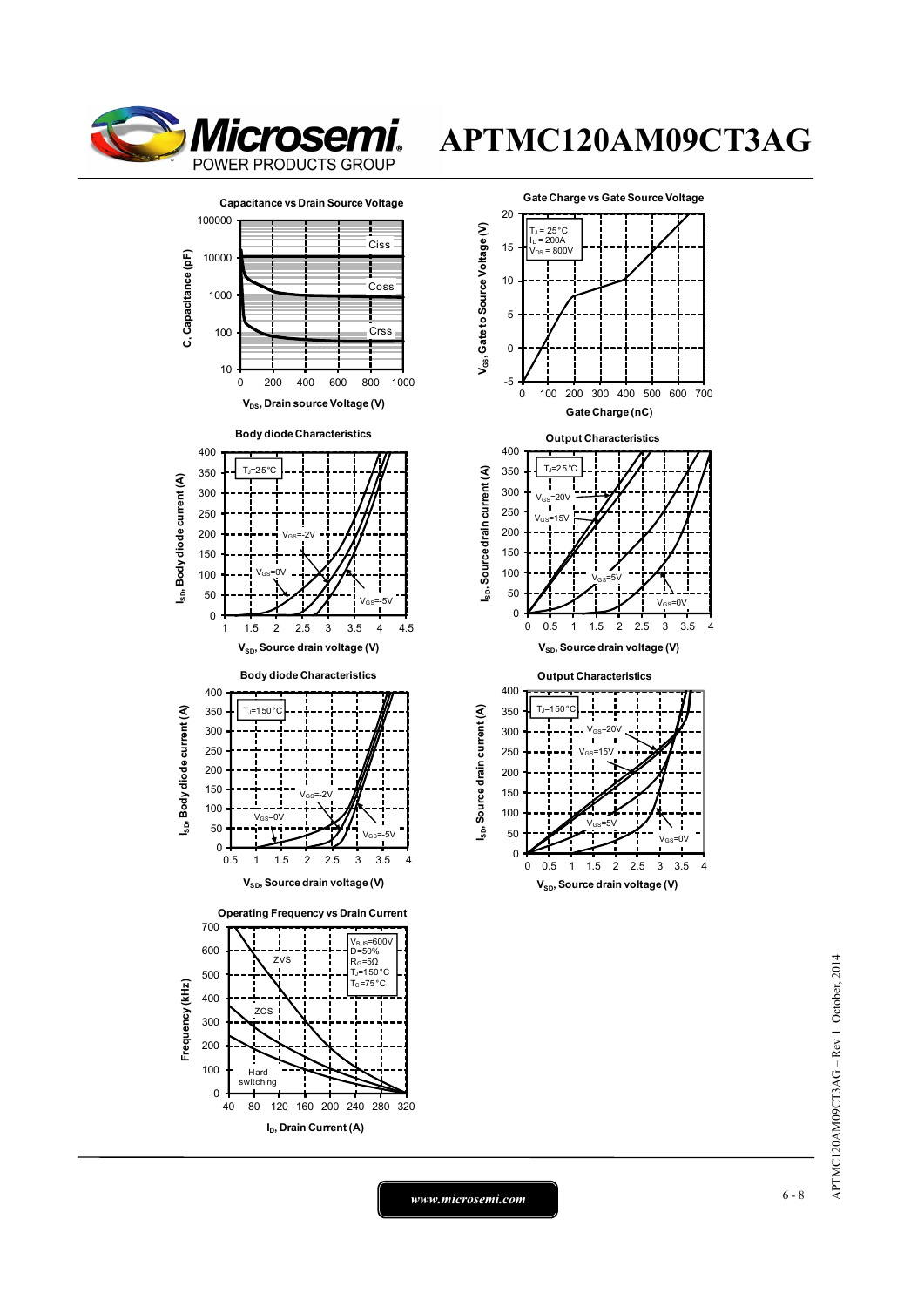**Capacitance vs Drain Source Voltage**

C, Capacitance (pF) — Ciss, Coss, Crss

$V_{DS}$, Drain source Voltage (V)

**Gate Charge vs Gate Source Voltage**

$T_J$ = 25°C
$I_D$ = 200A
$V_{DS}$ = 800V

$V_{GS}$, Gate to Source Voltage (V)

Gate Charge (nC)

**Body diode Characteristics**

$T_J$=25°C

$V_{GS}$=-2V, $V_{GS}$=0V, $V_{GS}$=-5V

$I_{SD}$, Body diode current (A)

$V_{SD}$, Source drain voltage (V)

**Output Characteristics**

$T_J$=25°C

$V_{GS}$=20V, $V_{GS}$=15V, $V_{GS}$=5V, $V_{GS}$=0V

$I_{SD}$, Source drain current (A)

$V_{SD}$, Source drain voltage (V)

**Body diode Characteristics**

$T_J$=150°C

$V_{GS}$=-2V, $V_{GS}$=0V, $V_{GS}$=-5V

$I_{SD}$, Body diode current (A)

$V_{SD}$, Source drain voltage (V)

**Output Characteristics**

$T_J$=150°C

$V_{GS}$=20V, $V_{GS}$=15V, $V_{GS}$=5V, $V_{GS}$=0V

$I_{SD}$, Source drain current (A)

$V_{SD}$, Source drain voltage (V)

**Operating Frequency vs Drain Current**

$V_{BUS}$=600V
D=50%
$R_G$=5Ω
$T_J$=150°C
$T_C$=75°C

ZVS, ZCS, Hard switching

Frequency (kHz)

$I_D$, Drain Current (A)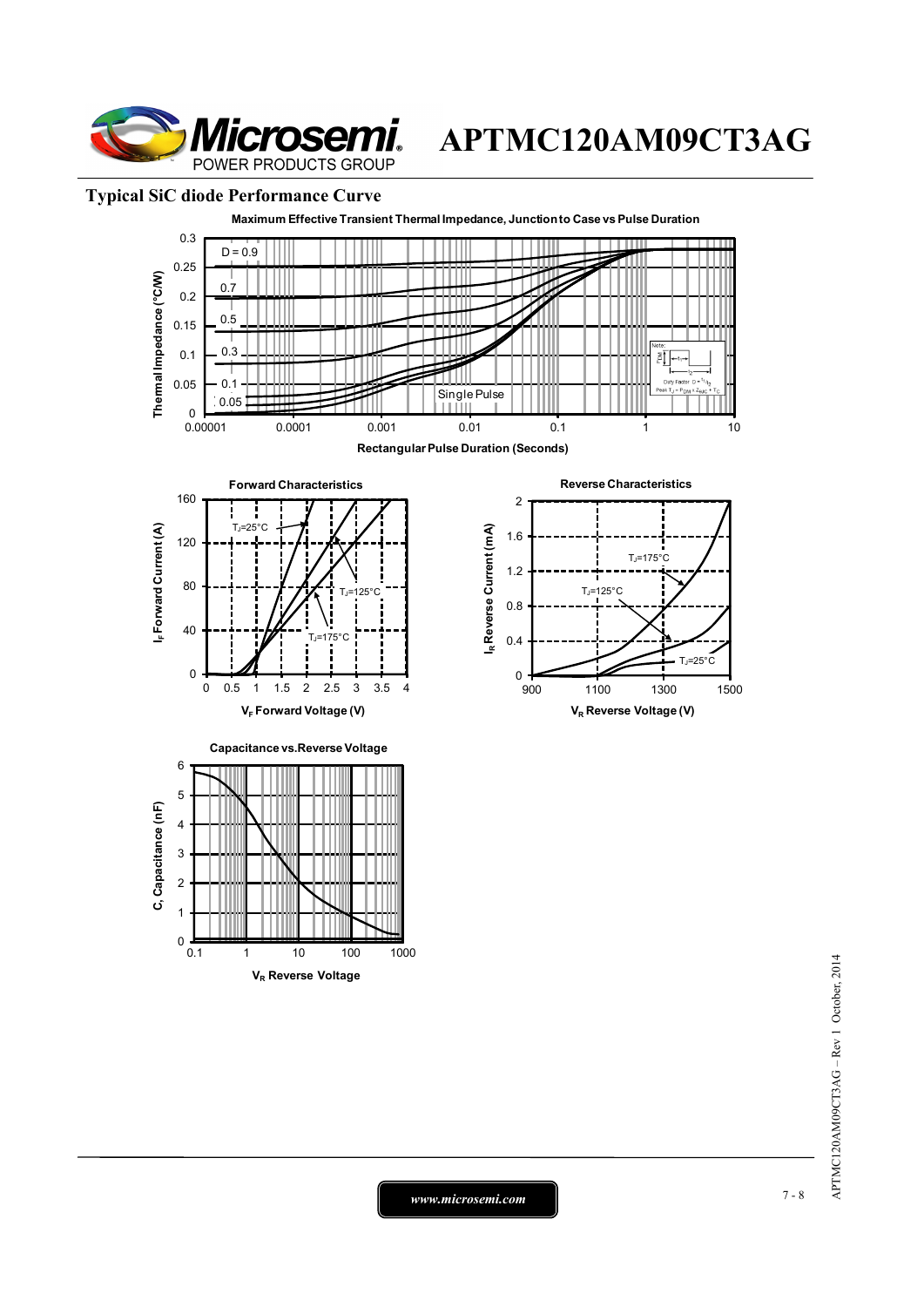## Typical SiC diode Performance Curve

**Maximum Effective Transient Thermal Impedance, Junction to Case vs Pulse Duration**

**Forward Characteristics**

**Reverse Characteristics**

**Capacitance vs.Reverse Voltage**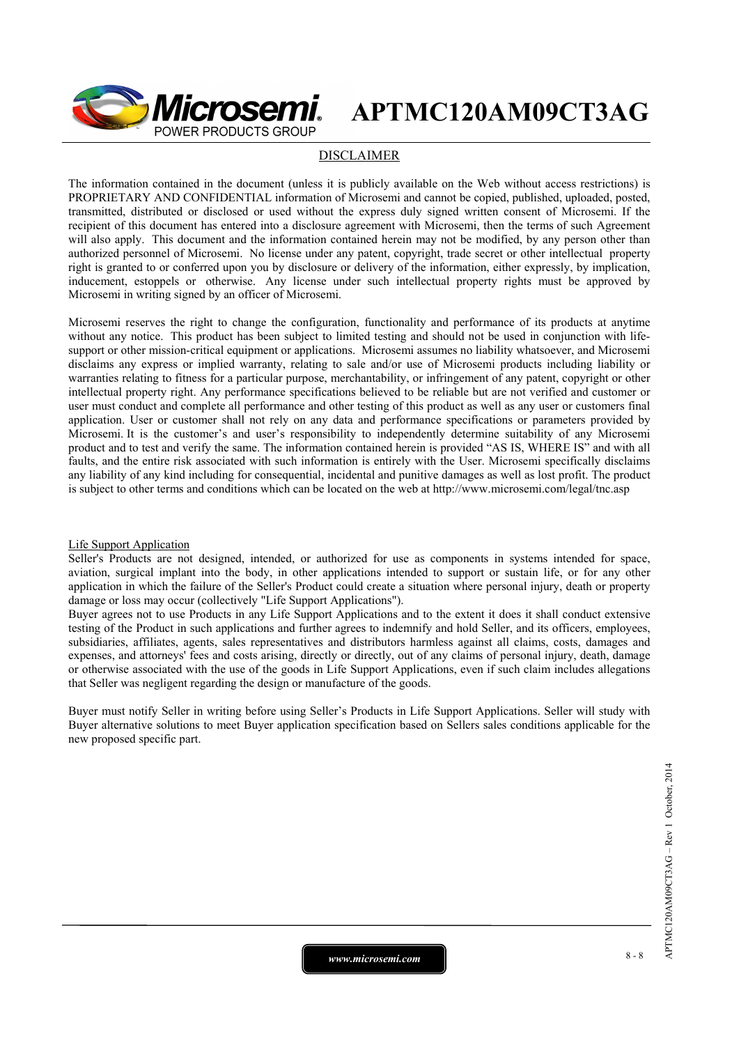## DISCLAIMER

The information contained in the document (unless it is publicly available on the Web without access restrictions) is PROPRIETARY AND CONFIDENTIAL information of Microsemi and cannot be copied, published, uploaded, posted, transmitted, distributed or disclosed or used without the express duly signed written consent of Microsemi. If the recipient of this document has entered into a disclosure agreement with Microsemi, then the terms of such Agreement will also apply. This document and the information contained herein may not be modified, by any person other than authorized personnel of Microsemi. No license under any patent, copyright, trade secret or other intellectual property right is granted to or conferred upon you by disclosure or delivery of the information, either expressly, by implication, inducement, estoppels or otherwise. Any license under such intellectual property rights must be approved by Microsemi in writing signed by an officer of Microsemi.

Microsemi reserves the right to change the configuration, functionality and performance of its products at anytime without any notice. This product has been subject to limited testing and should not be used in conjunction with life-support or other mission-critical equipment or applications. Microsemi assumes no liability whatsoever, and Microsemi disclaims any express or implied warranty, relating to sale and/or use of Microsemi products including liability or warranties relating to fitness for a particular purpose, merchantability, or infringement of any patent, copyright or other intellectual property right. Any performance specifications believed to be reliable but are not verified and customer or user must conduct and complete all performance and other testing of this product as well as any user or customers final application. User or customer shall not rely on any data and performance specifications or parameters provided by Microsemi. It is the customer's and user's responsibility to independently determine suitability of any Microsemi product and to test and verify the same. The information contained herein is provided "AS IS, WHERE IS" and with all faults, and the entire risk associated with such information is entirely with the User. Microsemi specifically disclaims any liability of any kind including for consequential, incidental and punitive damages as well as lost profit. The product is subject to other terms and conditions which can be located on the web at http://www.microsemi.com/legal/tnc.asp

### Life Support Application

Seller's Products are not designed, intended, or authorized for use as components in systems intended for space, aviation, surgical implant into the body, in other applications intended to support or sustain life, or for any other application in which the failure of the Seller's Product could create a situation where personal injury, death or property damage or loss may occur (collectively "Life Support Applications").

Buyer agrees not to use Products in any Life Support Applications and to the extent it does it shall conduct extensive testing of the Product in such applications and further agrees to indemnify and hold Seller, and its officers, employees, subsidiaries, affiliates, agents, sales representatives and distributors harmless against all claims, costs, damages and expenses, and attorneys' fees and costs arising, directly or directly, out of any claims of personal injury, death, damage or otherwise associated with the use of the goods in Life Support Applications, even if such claim includes allegations that Seller was negligent regarding the design or manufacture of the goods.

Buyer must notify Seller in writing before using Seller's Products in Life Support Applications. Seller will study with Buyer alternative solutions to meet Buyer application specification based on Sellers sales conditions applicable for the new proposed specific part.